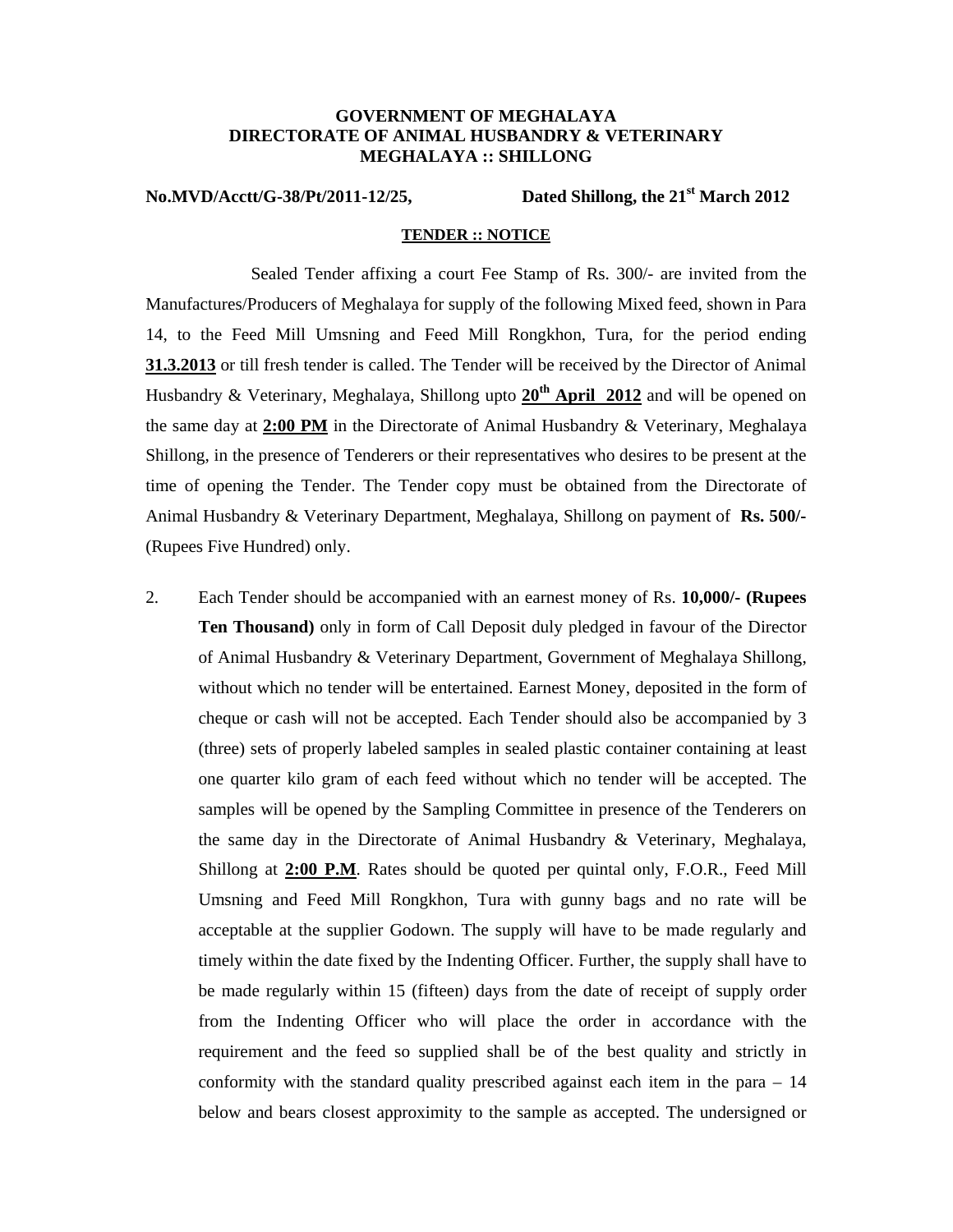**GOVERNMENT OF MEGHALAYA**
**DIRECTORATE OF ANIMAL HUSBANDRY & VETERINARY**
**MEGHALAYA :: SHILLONG**

**No.MVD/Acctt/G-38/Pt/2011-12/25,** **Dated Shillong, the 21st March 2012**

**TENDER :: NOTICE**

Sealed Tender affixing a court Fee Stamp of Rs. 300/- are invited from the Manufactures/Producers of Meghalaya for supply of the following Mixed feed, shown in Para 14, to the Feed Mill Umsning and Feed Mill Rongkhon, Tura, for the period ending **31.3.2013** or till fresh tender is called. The Tender will be received by the Director of Animal Husbandry & Veterinary, Meghalaya, Shillong upto **20th April 2012** and will be opened on the same day at **2:00 PM** in the Directorate of Animal Husbandry & Veterinary, Meghalaya Shillong, in the presence of Tenderers or their representatives who desires to be present at the time of opening the Tender. The Tender copy must be obtained from the Directorate of Animal Husbandry & Veterinary Department, Meghalaya, Shillong on payment of **Rs. 500/-** (Rupees Five Hundred) only.

2. Each Tender should be accompanied with an earnest money of Rs. **10,000/- (Rupees Ten Thousand)** only in form of Call Deposit duly pledged in favour of the Director of Animal Husbandry & Veterinary Department, Government of Meghalaya Shillong, without which no tender will be entertained. Earnest Money, deposited in the form of cheque or cash will not be accepted. Each Tender should also be accompanied by 3 (three) sets of properly labeled samples in sealed plastic container containing at least one quarter kilo gram of each feed without which no tender will be accepted. The samples will be opened by the Sampling Committee in presence of the Tenderers on the same day in the Directorate of Animal Husbandry & Veterinary, Meghalaya, Shillong at **2:00 P.M**. Rates should be quoted per quintal only, F.O.R., Feed Mill Umsning and Feed Mill Rongkhon, Tura with gunny bags and no rate will be acceptable at the supplier Godown. The supply will have to be made regularly and timely within the date fixed by the Indenting Officer. Further, the supply shall have to be made regularly within 15 (fifteen) days from the date of receipt of supply order from the Indenting Officer who will place the order in accordance with the requirement and the feed so supplied shall be of the best quality and strictly in conformity with the standard quality prescribed against each item in the para – 14 below and bears closest approximity to the sample as accepted. The undersigned or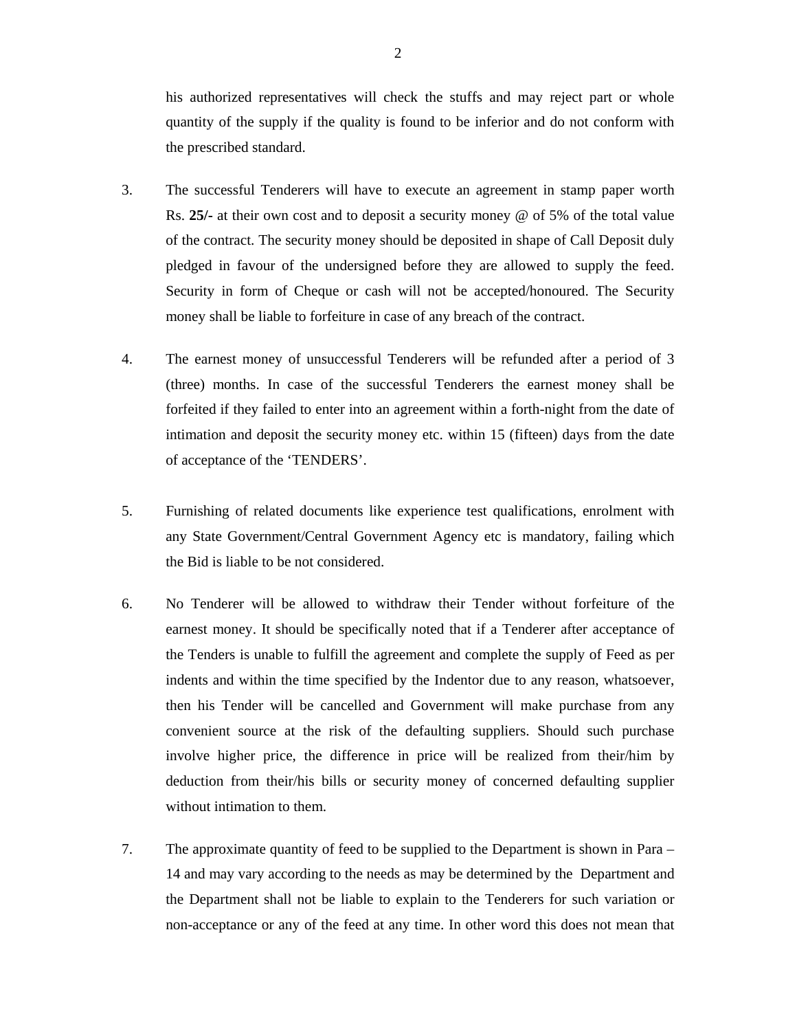his authorized representatives will check the stuffs and may reject part or whole quantity of the supply if the quality is found to be inferior and do not conform with the prescribed standard.

3. The successful Tenderers will have to execute an agreement in stamp paper worth Rs. **25/-** at their own cost and to deposit a security money @ of 5% of the total value of the contract. The security money should be deposited in shape of Call Deposit duly pledged in favour of the undersigned before they are allowed to supply the feed. Security in form of Cheque or cash will not be accepted/honoured. The Security money shall be liable to forfeiture in case of any breach of the contract.

4. The earnest money of unsuccessful Tenderers will be refunded after a period of 3 (three) months. In case of the successful Tenderers the earnest money shall be forfeited if they failed to enter into an agreement within a forth-night from the date of intimation and deposit the security money etc. within 15 (fifteen) days from the date of acceptance of the 'TENDERS'.

5. Furnishing of related documents like experience test qualifications, enrolment with any State Government/Central Government Agency etc is mandatory, failing which the Bid is liable to be not considered.

6. No Tenderer will be allowed to withdraw their Tender without forfeiture of the earnest money. It should be specifically noted that if a Tenderer after acceptance of the Tenders is unable to fulfill the agreement and complete the supply of Feed as per indents and within the time specified by the Indentor due to any reason, whatsoever, then his Tender will be cancelled and Government will make purchase from any convenient source at the risk of the defaulting suppliers. Should such purchase involve higher price, the difference in price will be realized from their/him by deduction from their/his bills or security money of concerned defaulting supplier without intimation to them.

7. The approximate quantity of feed to be supplied to the Department is shown in Para – 14 and may vary according to the needs as may be determined by the Department and the Department shall not be liable to explain to the Tenderers for such variation or non-acceptance or any of the feed at any time. In other word this does not mean that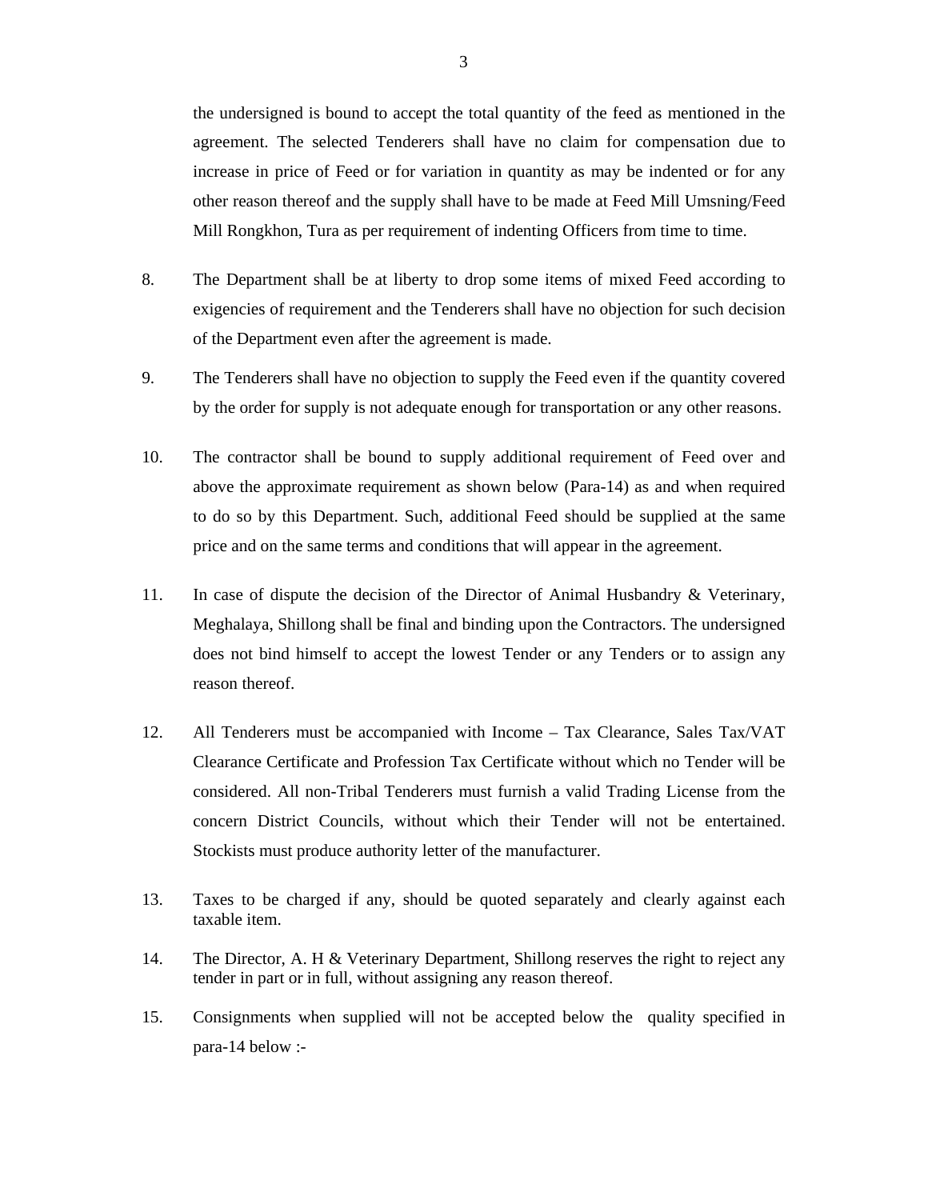the undersigned is bound to accept the total quantity of the feed as mentioned in the agreement. The selected Tenderers shall have no claim for compensation due to increase in price of Feed or for variation in quantity as may be indented or for any other reason thereof and the supply shall have to be made at Feed Mill Umsning/Feed Mill Rongkhon, Tura as per requirement of indenting Officers from time to time.

8. The Department shall be at liberty to drop some items of mixed Feed according to exigencies of requirement and the Tenderers shall have no objection for such decision of the Department even after the agreement is made.

9. The Tenderers shall have no objection to supply the Feed even if the quantity covered by the order for supply is not adequate enough for transportation or any other reasons.

10. The contractor shall be bound to supply additional requirement of Feed over and above the approximate requirement as shown below (Para-14) as and when required to do so by this Department. Such, additional Feed should be supplied at the same price and on the same terms and conditions that will appear in the agreement.

11. In case of dispute the decision of the Director of Animal Husbandry & Veterinary, Meghalaya, Shillong shall be final and binding upon the Contractors. The undersigned does not bind himself to accept the lowest Tender or any Tenders or to assign any reason thereof.

12. All Tenderers must be accompanied with Income – Tax Clearance, Sales Tax/VAT Clearance Certificate and Profession Tax Certificate without which no Tender will be considered. All non-Tribal Tenderers must furnish a valid Trading License from the concern District Councils, without which their Tender will not be entertained. Stockists must produce authority letter of the manufacturer.

13. Taxes to be charged if any, should be quoted separately and clearly against each taxable item.

14. The Director, A. H & Veterinary Department, Shillong reserves the right to reject any tender in part or in full, without assigning any reason thereof.

15. Consignments when supplied will not be accepted below the quality specified in para-14 below :-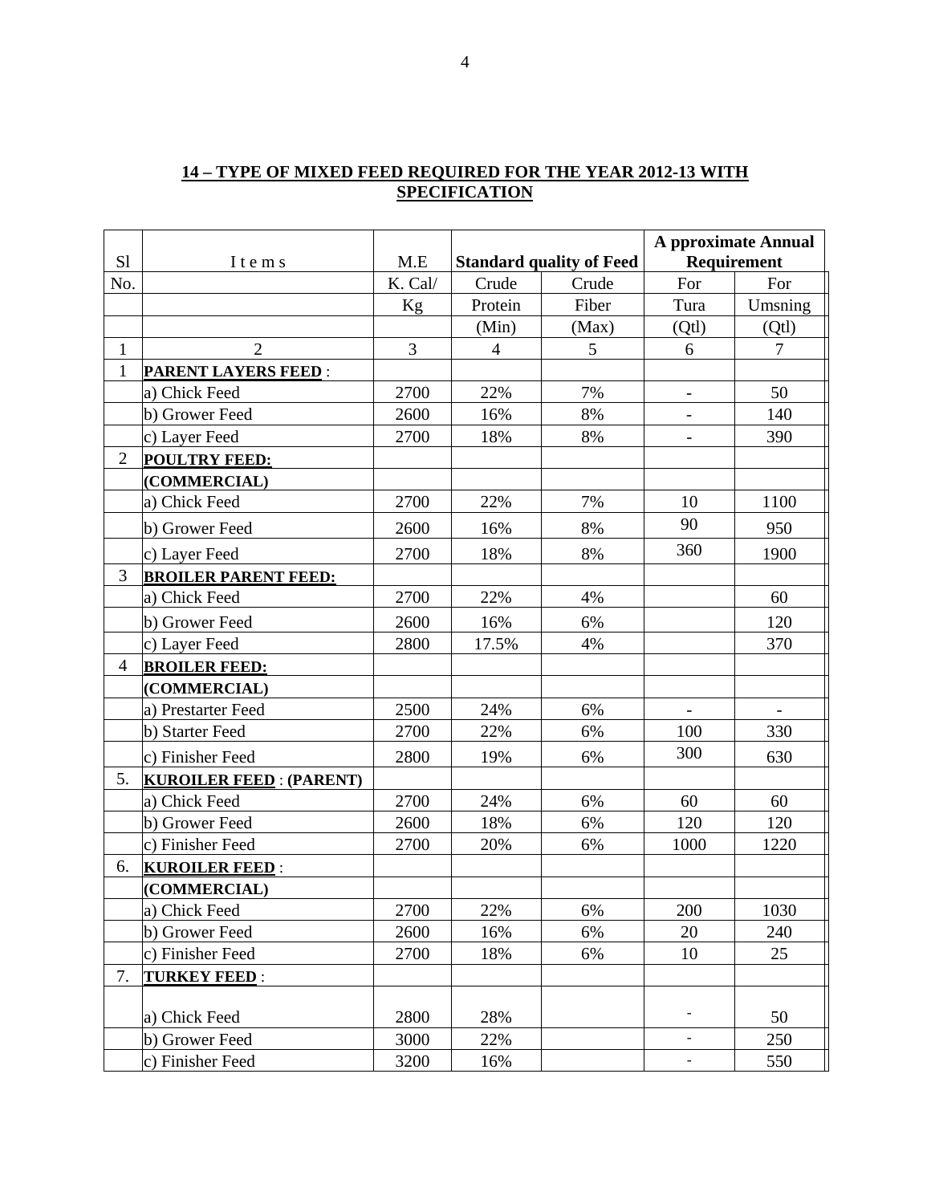## 14 – TYPE OF MIXED FEED REQUIRED FOR THE YEAR 2012-13 WITH SPECIFICATION

| Sl | I t e m s | M.E | Standard quality of Feed | | A pproximate Annual Requirement | |
|---|---|---|---|---|---|---|
| No. | | K. Cal/ | Crude | Crude | For | For |
| | | Kg | Protein | Fiber | Tura | Umsning |
| | | | (Min) | (Max) | (Qtl) | (Qtl) |
| 1 | 2 | 3 | 4 | 5 | 6 | 7 |
| 1 | **PARENT LAYERS FEED** : | | | | | |
| | a) Chick Feed | 2700 | 22% | 7% | - | 50 |
| | b) Grower Feed | 2600 | 16% | 8% | - | 140 |
| | c) Layer Feed | 2700 | 18% | 8% | - | 390 |
| 2 | **POULTRY FEED:** | | | | | |
| | **(COMMERCIAL)** | | | | | |
| | a) Chick Feed | 2700 | 22% | 7% | 10 | 1100 |
| | b) Grower Feed | 2600 | 16% | 8% | 90 | 950 |
| | c) Layer Feed | 2700 | 18% | 8% | 360 | 1900 |
| 3 | **BROILER PARENT FEED:** | | | | | |
| | a) Chick Feed | 2700 | 22% | 4% | | 60 |
| | b) Grower Feed | 2600 | 16% | 6% | | 120 |
| | c) Layer Feed | 2800 | 17.5% | 4% | | 370 |
| 4 | **BROILER FEED:** | | | | | |
| | **(COMMERCIAL)** | | | | | |
| | a) Prestarter Feed | 2500 | 24% | 6% | - | - |
| | b) Starter Feed | 2700 | 22% | 6% | 100 | 330 |
| | c) Finisher Feed | 2800 | 19% | 6% | 300 | 630 |
| 5. | **KUROILER FEED** : **(PARENT)** | | | | | |
| | a) Chick Feed | 2700 | 24% | 6% | 60 | 60 |
| | b) Grower Feed | 2600 | 18% | 6% | 120 | 120 |
| | c) Finisher Feed | 2700 | 20% | 6% | 1000 | 1220 |
| 6. | **KUROILER FEED** : | | | | | |
| | **(COMMERCIAL)** | | | | | |
| | a) Chick Feed | 2700 | 22% | 6% | 200 | 1030 |
| | b) Grower Feed | 2600 | 16% | 6% | 20 | 240 |
| | c) Finisher Feed | 2700 | 18% | 6% | 10 | 25 |
| 7. | **TURKEY FEED** : | | | | | |
| | a) Chick Feed | 2800 | 28% | | - | 50 |
| | b) Grower Feed | 3000 | 22% | | - | 250 |
| | c) Finisher Feed | 3200 | 16% | | - | 550 |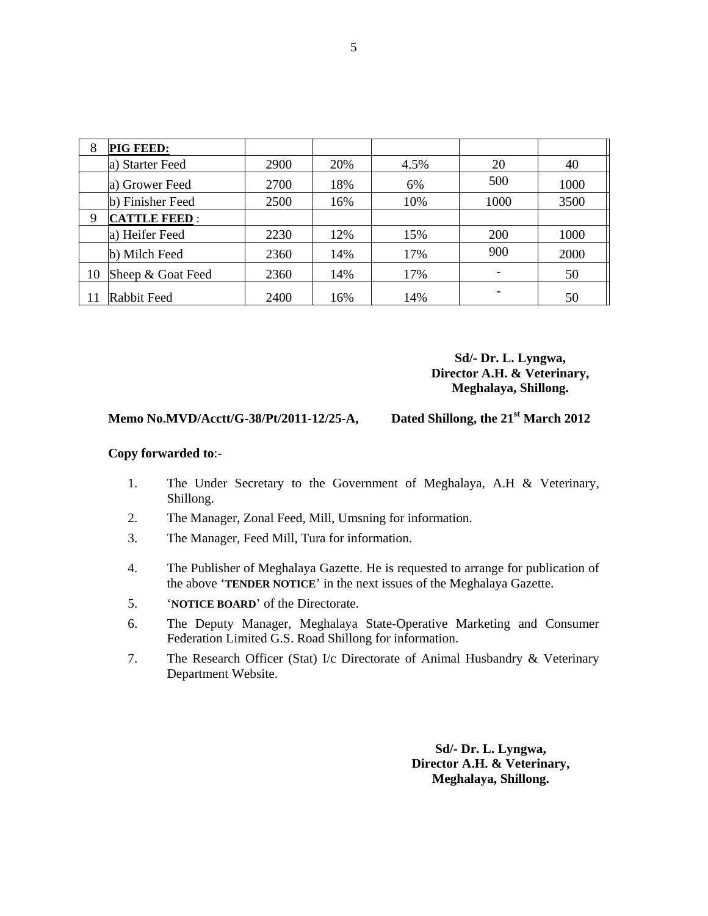| | | | | | | |
|---|---|---|---|---|---|---|
| 8 | **PIG FEED:** | | | | | |
| | a) Starter Feed | 2900 | 20% | 4.5% | 20 | 40 |
| | a) Grower Feed | 2700 | 18% | 6% | 500 | 1000 |
| | b) Finisher Feed | 2500 | 16% | 10% | 1000 | 3500 |
| 9 | **CATTLE FEED** : | | | | | |
| | a) Heifer Feed | 2230 | 12% | 15% | 200 | 1000 |
| | b) Milch Feed | 2360 | 14% | 17% | 900 | 2000 |
| 10 | Sheep & Goat Feed | 2360 | 14% | 17% | - | 50 |
| 11 | Rabbit Feed | 2400 | 16% | 14% | - | 50 |

**Sd/- Dr. L. Lyngwa,**
**Director A.H. & Veterinary,**
**Meghalaya, Shillong.**

**Memo No.MVD/Acctt/G-38/Pt/2011-12/25-A, Dated Shillong, the 21st March 2012**

**Copy forwarded to**:-

1. The Under Secretary to the Government of Meghalaya, A.H & Veterinary, Shillong.
2. The Manager, Zonal Feed, Mill, Umsning for information.
3. The Manager, Feed Mill, Tura for information.
4. The Publisher of Meghalaya Gazette. He is requested to arrange for publication of the above '**TENDER NOTICE**' in the next issues of the Meghalaya Gazette.
5. '**NOTICE BOARD**' of the Directorate.
6. The Deputy Manager, Meghalaya State-Operative Marketing and Consumer Federation Limited G.S. Road Shillong for information.
7. The Research Officer (Stat) I/c Directorate of Animal Husbandry & Veterinary Department Website.

**Sd/- Dr. L. Lyngwa,**
**Director A.H. & Veterinary,**
**Meghalaya, Shillong.**